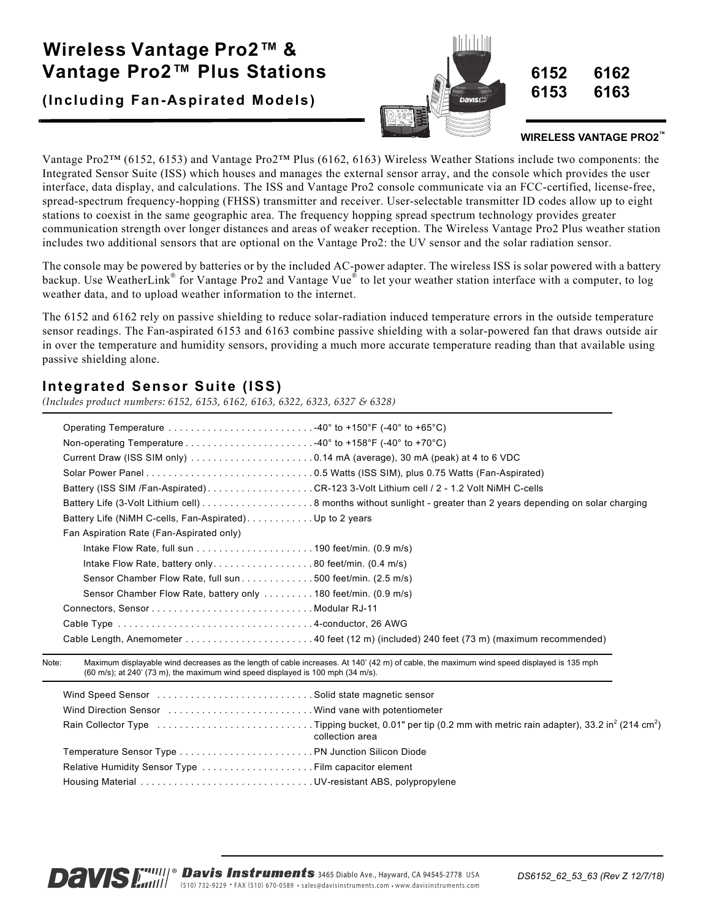# Wireless Vantage Pro2™ & Vantage Pro2™ Plus Stations

**(Including Fan-Aspirated Models)**

**6152 6162**
**6153 6163**

**WIRELESS VANTAGE PRO2™**

Vantage Pro2™ (6152, 6153) and Vantage Pro2™ Plus (6162, 6163) Wireless Weather Stations include two components: the Integrated Sensor Suite (ISS) which houses and manages the external sensor array, and the console which provides the user interface, data display, and calculations. The ISS and Vantage Pro2 console communicate via an FCC-certified, license-free, spread-spectrum frequency-hopping (FHSS) transmitter and receiver. User-selectable transmitter ID codes allow up to eight stations to coexist in the same geographic area. The frequency hopping spread spectrum technology provides greater communication strength over longer distances and areas of weaker reception. The Wireless Vantage Pro2 Plus weather station includes two additional sensors that are optional on the Vantage Pro2: the UV sensor and the solar radiation sensor.

The console may be powered by batteries or by the included AC-power adapter. The wireless ISS is solar powered with a battery backup. Use WeatherLink® for Vantage Pro2 and Vantage Vue® to let your weather station interface with a computer, to log weather data, and to upload weather information to the internet.

The 6152 and 6162 rely on passive shielding to reduce solar-radiation induced temperature errors in the outside temperature sensor readings. The Fan-aspirated 6153 and 6163 combine passive shielding with a solar-powered fan that draws outside air in over the temperature and humidity sensors, providing a much more accurate temperature reading than that available using passive shielding alone.

## Integrated Sensor Suite (ISS)

*(Includes product numbers: 6152, 6153, 6162, 6163, 6322, 6323, 6327 & 6328)*

| Specification | Value |
|---|---|
| Operating Temperature | -40° to +150°F (-40° to +65°C) |
| Non-operating Temperature | -40° to +158°F (-40° to +70°C) |
| Current Draw (ISS SIM only) | 0.14 mA (average), 30 mA (peak) at 4 to 6 VDC |
| Solar Power Panel | 0.5 Watts (ISS SIM), plus 0.75 Watts (Fan-Aspirated) |
| Battery (ISS SIM /Fan-Aspirated) | CR-123 3-Volt Lithium cell / 2 - 1.2 Volt NiMH C-cells |
| Battery Life (3-Volt Lithium cell) | 8 months without sunlight - greater than 2 years depending on solar charging |
| Battery Life (NiMH C-cells, Fan-Aspirated) | Up to 2 years |
| Fan Aspiration Rate (Fan-Aspirated only) | |
| Intake Flow Rate, full sun | 190 feet/min. (0.9 m/s) |
| Intake Flow Rate, battery only | 80 feet/min. (0.4 m/s) |
| Sensor Chamber Flow Rate, full sun | 500 feet/min. (2.5 m/s) |
| Sensor Chamber Flow Rate, battery only | 180 feet/min. (0.9 m/s) |
| Connectors, Sensor | Modular RJ-11 |
| Cable Type | 4-conductor, 26 AWG |
| Cable Length, Anemometer | 40 feet (12 m) (included) 240 feet (73 m) (maximum recommended) |

Note: Maximum displayable wind decreases as the length of cable increases. At 140' (42 m) of cable, the maximum wind speed displayed is 135 mph (60 m/s); at 240' (73 m), the maximum wind speed displayed is 100 mph (34 m/s).

| Specification | Value |
|---|---|
| Wind Speed Sensor | Solid state magnetic sensor |
| Wind Direction Sensor | Wind vane with potentiometer |
| Rain Collector Type | Tipping bucket, 0.01" per tip (0.2 mm with metric rain adapter), 33.2 $in^2$ (214 $cm^2$) collection area |
| Temperature Sensor Type | PN Junction Silicon Diode |
| Relative Humidity Sensor Type | Film capacitor element |
| Housing Material | UV-resistant ABS, polypropylene |

**Davis Instruments** 3465 Diablo Ave., Hayward, CA 94545-2778 USA
(510) 732-9229 • FAX (510) 670-0589 • sales@davisinstruments.com • www.davisinstruments.com

DS6152_62_53_63 (Rev Z 12/7/18)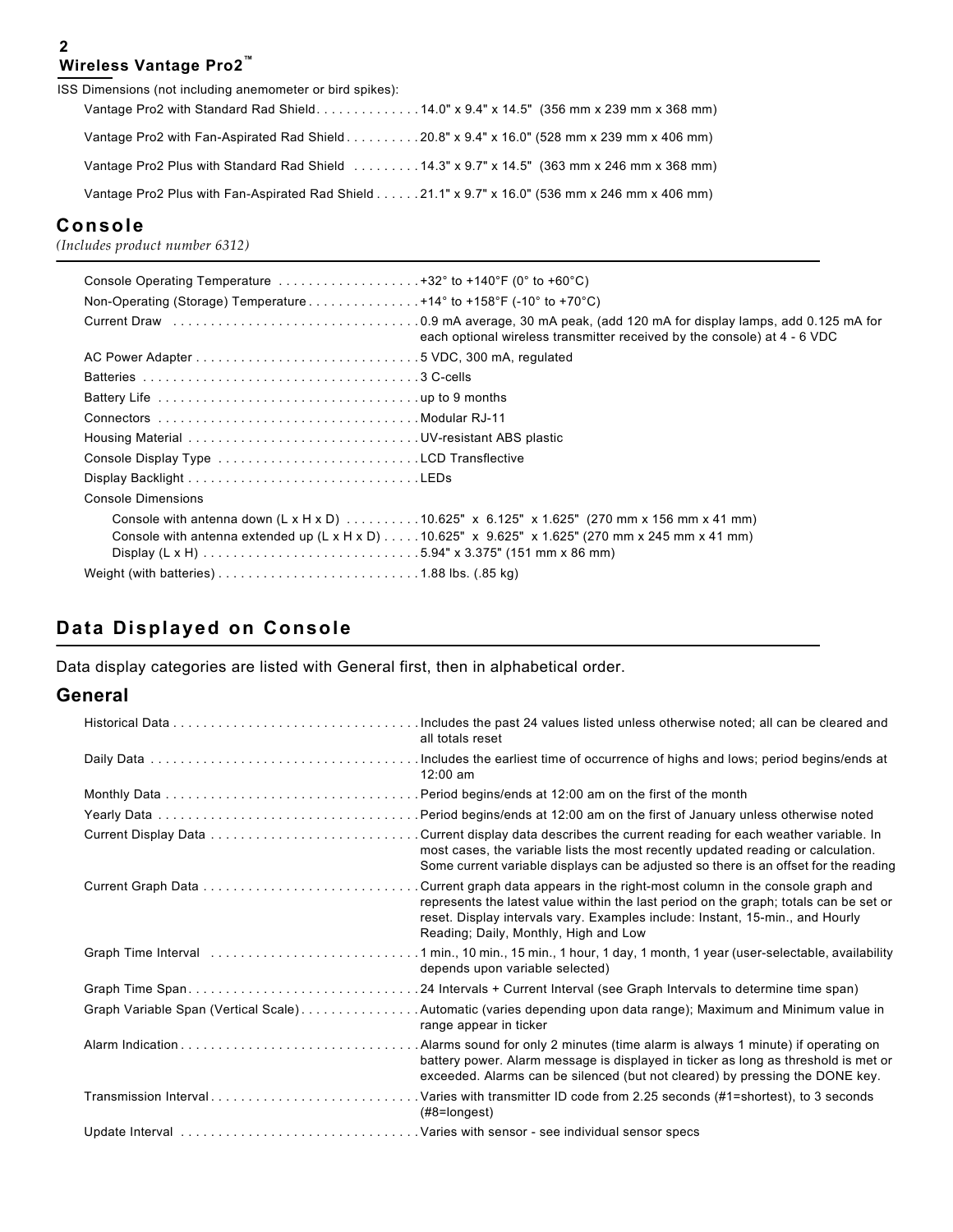ISS Dimensions (not including anemometer or bird spikes):

| | |
|---|---|
| Vantage Pro2 with Standard Rad Shield | 14.0" x 9.4" x 14.5" (356 mm x 239 mm x 368 mm) |
| Vantage Pro2 with Fan-Aspirated Rad Shield | 20.8" x 9.4" x 16.0" (528 mm x 239 mm x 406 mm) |
| Vantage Pro2 Plus with Standard Rad Shield | 14.3" x 9.7" x 14.5" (363 mm x 246 mm x 368 mm) |
| Vantage Pro2 Plus with Fan-Aspirated Rad Shield | 21.1" x 9.7" x 16.0" (536 mm x 246 mm x 406 mm) |

## Console

*(Includes product number 6312)*

| | |
|---|---|
| Console Operating Temperature | +32° to +140°F (0° to +60°C) |
| Non-Operating (Storage) Temperature | +14° to +158°F (-10° to +70°C) |
| Current Draw | 0.9 mA average, 30 mA peak, (add 120 mA for display lamps, add 0.125 mA for each optional wireless transmitter received by the console) at 4 - 6 VDC |
| AC Power Adapter | 5 VDC, 300 mA, regulated |
| Batteries | 3 C-cells |
| Battery Life | up to 9 months |
| Connectors | Modular RJ-11 |
| Housing Material | UV-resistant ABS plastic |
| Console Display Type | LCD Transflective |
| Display Backlight | LEDs |
| Console Dimensions | |
| Console with antenna down (L x H x D) | 10.625" x 6.125" x 1.625" (270 mm x 156 mm x 41 mm) |
| Console with antenna extended up (L x H x D) | 10.625" x 9.625" x 1.625" (270 mm x 245 mm x 41 mm) |
| Display (L x H) | 5.94" x 3.375" (151 mm x 86 mm) |
| Weight (with batteries) | 1.88 lbs. (.85 kg) |

## Data Displayed on Console

Data display categories are listed with General first, then in alphabetical order.

### General

| | |
|---|---|
| Historical Data | Includes the past 24 values listed unless otherwise noted; all can be cleared and all totals reset |
| Daily Data | Includes the earliest time of occurrence of highs and lows; period begins/ends at 12:00 am |
| Monthly Data | Period begins/ends at 12:00 am on the first of the month |
| Yearly Data | Period begins/ends at 12:00 am on the first of January unless otherwise noted |
| Current Display Data | Current display data describes the current reading for each weather variable. In most cases, the variable lists the most recently updated reading or calculation. Some current variable displays can be adjusted so there is an offset for the reading |
| Current Graph Data | Current graph data appears in the right-most column in the console graph and represents the latest value within the last period on the graph; totals can be set or reset. Display intervals vary. Examples include: Instant, 15-min., and Hourly Reading; Daily, Monthly, High and Low |
| Graph Time Interval | 1 min., 10 min., 15 min., 1 hour, 1 day, 1 month, 1 year (user-selectable, availability depends upon variable selected) |
| Graph Time Span | 24 Intervals + Current Interval (see Graph Intervals to determine time span) |
| Graph Variable Span (Vertical Scale) | Automatic (varies depending upon data range); Maximum and Minimum value in range appear in ticker |
| Alarm Indication | Alarms sound for only 2 minutes (time alarm is always 1 minute) if operating on battery power. Alarm message is displayed in ticker as long as threshold is met or exceeded. Alarms can be silenced (but not cleared) by pressing the DONE key. |
| Transmission Interval | Varies with transmitter ID code from 2.25 seconds (#1=shortest), to 3 seconds (#8=longest) |
| Update Interval | Varies with sensor - see individual sensor specs |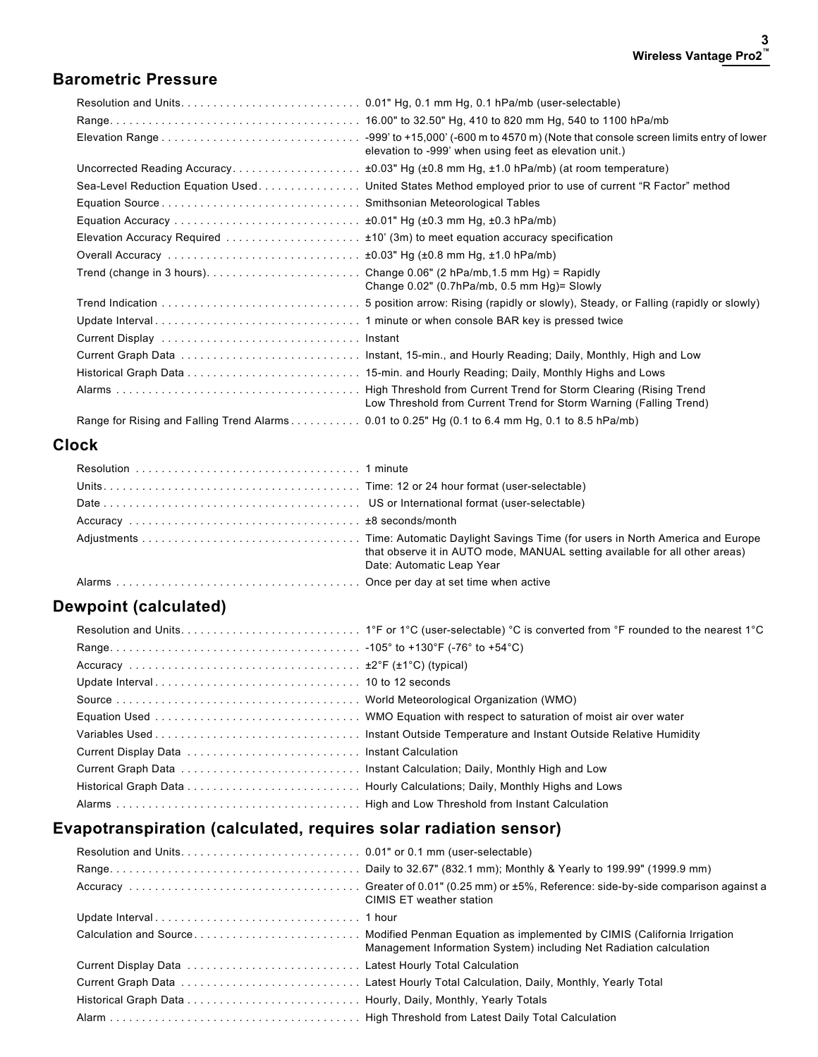## Barometric Pressure

| | |
|---|---|
| Resolution and Units | 0.01" Hg, 0.1 mm Hg, 0.1 hPa/mb (user-selectable) |
| Range | 16.00" to 32.50" Hg, 410 to 820 mm Hg, 540 to 1100 hPa/mb |
| Elevation Range | -999' to +15,000' (-600 m to 4570 m) (Note that console screen limits entry of lower elevation to -999' when using feet as elevation unit.) |
| Uncorrected Reading Accuracy | ±0.03" Hg (±0.8 mm Hg, ±1.0 hPa/mb) (at room temperature) |
| Sea-Level Reduction Equation Used | United States Method employed prior to use of current "R Factor" method |
| Equation Source | Smithsonian Meteorological Tables |
| Equation Accuracy | ±0.01" Hg (±0.3 mm Hg, ±0.3 hPa/mb) |
| Elevation Accuracy Required | ±10' (3m) to meet equation accuracy specification |
| Overall Accuracy | ±0.03" Hg (±0.8 mm Hg, ±1.0 hPa/mb) |
| Trend (change in 3 hours) | Change 0.06" (2 hPa/mb,1.5 mm Hg) = Rapidly<br>Change 0.02" (0.7hPa/mb, 0.5 mm Hg)= Slowly |
| Trend Indication | 5 position arrow: Rising (rapidly or slowly), Steady, or Falling (rapidly or slowly) |
| Update Interval | 1 minute or when console BAR key is pressed twice |
| Current Display | Instant |
| Current Graph Data | Instant, 15-min., and Hourly Reading; Daily, Monthly, High and Low |
| Historical Graph Data | 15-min. and Hourly Reading; Daily, Monthly Highs and Lows |
| Alarms | High Threshold from Current Trend for Storm Clearing (Rising Trend<br>Low Threshold from Current Trend for Storm Warning (Falling Trend) |
| Range for Rising and Falling Trend Alarms | 0.01 to 0.25" Hg (0.1 to 6.4 mm Hg, 0.1 to 8.5 hPa/mb) |

## Clock

| | |
|---|---|
| Resolution | 1 minute |
| Units | Time: 12 or 24 hour format (user-selectable) |
| Date | US or International format (user-selectable) |
| Accuracy | ±8 seconds/month |
| Adjustments | Time: Automatic Daylight Savings Time (for users in North America and Europe that observe it in AUTO mode, MANUAL setting available for all other areas)<br>Date: Automatic Leap Year |
| Alarms | Once per day at set time when active |

## Dewpoint (calculated)

| | |
|---|---|
| Resolution and Units | 1°F or 1°C (user-selectable) °C is converted from °F rounded to the nearest 1°C |
| Range | -105° to +130°F (-76° to +54°C) |
| Accuracy | ±2°F (±1°C) (typical) |
| Update Interval | 10 to 12 seconds |
| Source | World Meteorological Organization (WMO) |
| Equation Used | WMO Equation with respect to saturation of moist air over water |
| Variables Used | Instant Outside Temperature and Instant Outside Relative Humidity |
| Current Display Data | Instant Calculation |
| Current Graph Data | Instant Calculation; Daily, Monthly High and Low |
| Historical Graph Data | Hourly Calculations; Daily, Monthly Highs and Lows |
| Alarms | High and Low Threshold from Instant Calculation |

## Evapotranspiration (calculated, requires solar radiation sensor)

| | |
|---|---|
| Resolution and Units | 0.01" or 0.1 mm (user-selectable) |
| Range | Daily to 32.67" (832.1 mm); Monthly & Yearly to 199.99" (1999.9 mm) |
| Accuracy | Greater of 0.01" (0.25 mm) or ±5%, Reference: side-by-side comparison against a CIMIS ET weather station |
| Update Interval | 1 hour |
| Calculation and Source | Modified Penman Equation as implemented by CIMIS (California Irrigation Management Information System) including Net Radiation calculation |
| Current Display Data | Latest Hourly Total Calculation |
| Current Graph Data | Latest Hourly Total Calculation, Daily, Monthly, Yearly Total |
| Historical Graph Data | Hourly, Daily, Monthly, Yearly Totals |
| Alarm | High Threshold from Latest Daily Total Calculation |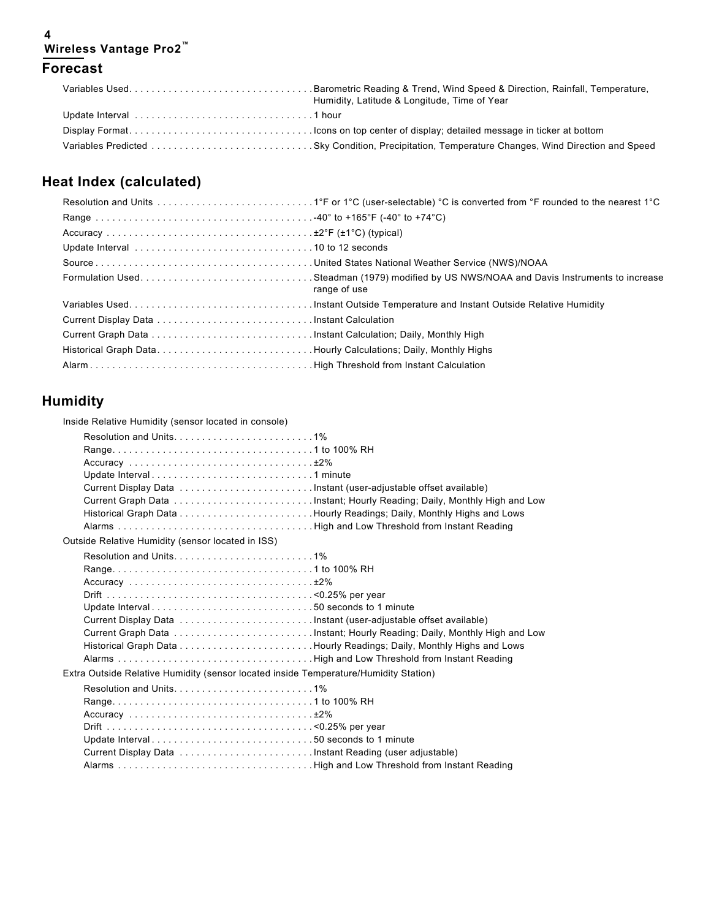## Forecast

| | |
|---|---|
| Variables Used | Barometric Reading & Trend, Wind Speed & Direction, Rainfall, Temperature, Humidity, Latitude & Longitude, Time of Year |
| Update Interval | 1 hour |
| Display Format | Icons on top center of display; detailed message in ticker at bottom |
| Variables Predicted | Sky Condition, Precipitation, Temperature Changes, Wind Direction and Speed |

## Heat Index (calculated)

| | |
|---|---|
| Resolution and Units | 1°F or 1°C (user-selectable) °C is converted from °F rounded to the nearest 1°C |
| Range | -40° to +165°F (-40° to +74°C) |
| Accuracy | ±2°F (±1°C) (typical) |
| Update Interval | 10 to 12 seconds |
| Source | United States National Weather Service (NWS)/NOAA |
| Formulation Used | Steadman (1979) modified by US NWS/NOAA and Davis Instruments to increase range of use |
| Variables Used | Instant Outside Temperature and Instant Outside Relative Humidity |
| Current Display Data | Instant Calculation |
| Current Graph Data | Instant Calculation; Daily, Monthly High |
| Historical Graph Data | Hourly Calculations; Daily, Monthly Highs |
| Alarm | High Threshold from Instant Calculation |

## Humidity

### Inside Relative Humidity (sensor located in console)

| | |
|---|---|
| Resolution and Units | 1% |
| Range | 1 to 100% RH |
| Accuracy | ±2% |
| Update Interval | 1 minute |
| Current Display Data | Instant (user-adjustable offset available) |
| Current Graph Data | Instant; Hourly Reading; Daily, Monthly High and Low |
| Historical Graph Data | Hourly Readings; Daily, Monthly Highs and Lows |
| Alarms | High and Low Threshold from Instant Reading |

### Outside Relative Humidity (sensor located in ISS)

| | |
|---|---|
| Resolution and Units | 1% |
| Range | 1 to 100% RH |
| Accuracy | ±2% |
| Drift | <0.25% per year |
| Update Interval | 50 seconds to 1 minute |
| Current Display Data | Instant (user-adjustable offset available) |
| Current Graph Data | Instant; Hourly Reading; Daily, Monthly High and Low |
| Historical Graph Data | Hourly Readings; Daily, Monthly Highs and Lows |
| Alarms | High and Low Threshold from Instant Reading |

### Extra Outside Relative Humidity (sensor located inside Temperature/Humidity Station)

| | |
|---|---|
| Resolution and Units | 1% |
| Range | 1 to 100% RH |
| Accuracy | ±2% |
| Drift | <0.25% per year |
| Update Interval | 50 seconds to 1 minute |
| Current Display Data | Instant Reading (user adjustable) |
| Alarms | High and Low Threshold from Instant Reading |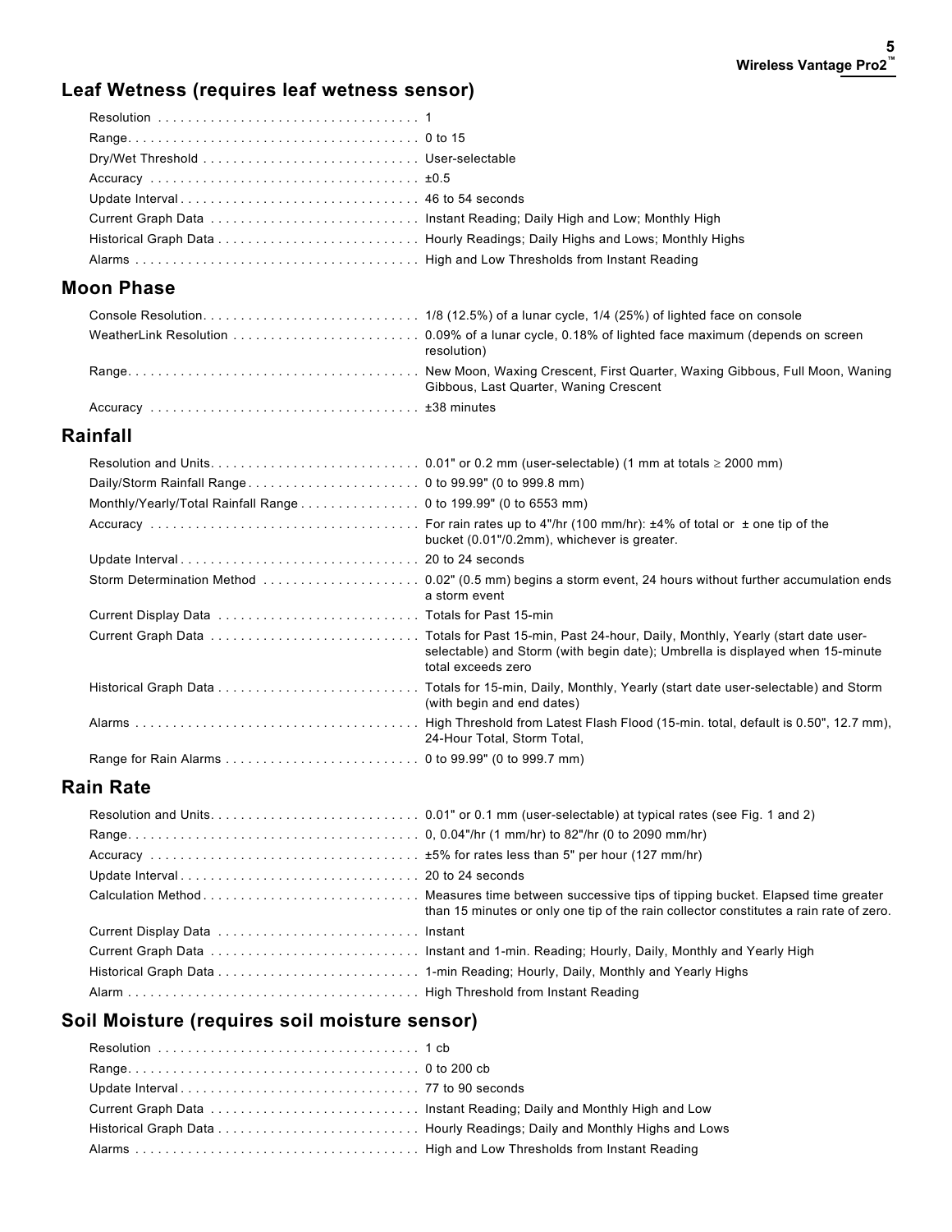## Leaf Wetness (requires leaf wetness sensor)

| | |
|---|---|
| Resolution | 1 |
| Range | 0 to 15 |
| Dry/Wet Threshold | User-selectable |
| Accuracy | ±0.5 |
| Update Interval | 46 to 54 seconds |
| Current Graph Data | Instant Reading; Daily High and Low; Monthly High |
| Historical Graph Data | Hourly Readings; Daily Highs and Lows; Monthly Highs |
| Alarms | High and Low Thresholds from Instant Reading |

## Moon Phase

| | |
|---|---|
| Console Resolution | 1/8 (12.5%) of a lunar cycle, 1/4 (25%) of lighted face on console |
| WeatherLink Resolution | 0.09% of a lunar cycle, 0.18% of lighted face maximum (depends on screen resolution) |
| Range | New Moon, Waxing Crescent, First Quarter, Waxing Gibbous, Full Moon, Waning Gibbous, Last Quarter, Waning Crescent |
| Accuracy | ±38 minutes |

## Rainfall

| | |
|---|---|
| Resolution and Units | 0.01" or 0.2 mm (user-selectable) (1 mm at totals ≥ 2000 mm) |
| Daily/Storm Rainfall Range | 0 to 99.99" (0 to 999.8 mm) |
| Monthly/Yearly/Total Rainfall Range | 0 to 199.99" (0 to 6553 mm) |
| Accuracy | For rain rates up to 4"/hr (100 mm/hr): ±4% of total or ± one tip of the bucket (0.01"/0.2mm), whichever is greater. |
| Update Interval | 20 to 24 seconds |
| Storm Determination Method | 0.02" (0.5 mm) begins a storm event, 24 hours without further accumulation ends a storm event |
| Current Display Data | Totals for Past 15-min |
| Current Graph Data | Totals for Past 15-min, Past 24-hour, Daily, Monthly, Yearly (start date user-selectable) and Storm (with begin date); Umbrella is displayed when 15-minute total exceeds zero |
| Historical Graph Data | Totals for 15-min, Daily, Monthly, Yearly (start date user-selectable) and Storm (with begin and end dates) |
| Alarms | High Threshold from Latest Flash Flood (15-min. total, default is 0.50", 12.7 mm), 24-Hour Total, Storm Total, |
| Range for Rain Alarms | 0 to 99.99" (0 to 999.7 mm) |

## Rain Rate

| | |
|---|---|
| Resolution and Units | 0.01" or 0.1 mm (user-selectable) at typical rates (see Fig. 1 and 2) |
| Range | 0, 0.04"/hr (1 mm/hr) to 82"/hr (0 to 2090 mm/hr) |
| Accuracy | ±5% for rates less than 5" per hour (127 mm/hr) |
| Update Interval | 20 to 24 seconds |
| Calculation Method | Measures time between successive tips of tipping bucket. Elapsed time greater than 15 minutes or only one tip of the rain collector constitutes a rain rate of zero. |
| Current Display Data | Instant |
| Current Graph Data | Instant and 1-min. Reading; Hourly, Daily, Monthly and Yearly High |
| Historical Graph Data | 1-min Reading; Hourly, Daily, Monthly and Yearly Highs |
| Alarm | High Threshold from Instant Reading |

## Soil Moisture (requires soil moisture sensor)

| | |
|---|---|
| Resolution | 1 cb |
| Range | 0 to 200 cb |
| Update Interval | 77 to 90 seconds |
| Current Graph Data | Instant Reading; Daily and Monthly High and Low |
| Historical Graph Data | Hourly Readings; Daily and Monthly Highs and Lows |
| Alarms | High and Low Thresholds from Instant Reading |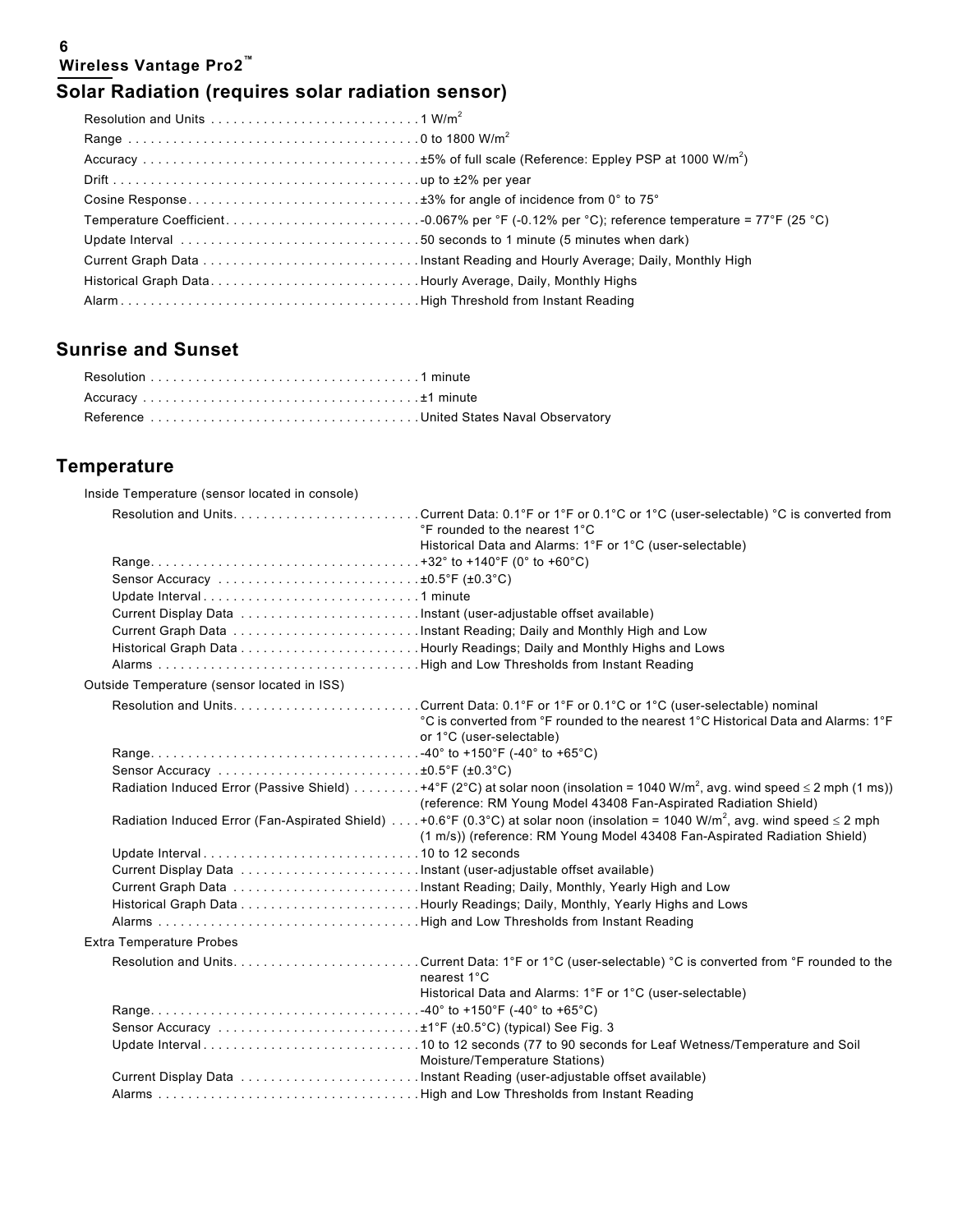## Solar Radiation (requires solar radiation sensor)

| | |
|---|---|
| Resolution and Units | 1 W/m$^2$ |
| Range | 0 to 1800 W/m$^2$ |
| Accuracy | ±5% of full scale (Reference: Eppley PSP at 1000 W/m$^2$) |
| Drift | up to ±2% per year |
| Cosine Response | ±3% for angle of incidence from 0° to 75° |
| Temperature Coefficient | -0.067% per °F (-0.12% per °C); reference temperature = 77°F (25 °C) |
| Update Interval | 50 seconds to 1 minute (5 minutes when dark) |
| Current Graph Data | Instant Reading and Hourly Average; Daily, Monthly High |
| Historical Graph Data | Hourly Average, Daily, Monthly Highs |
| Alarm | High Threshold from Instant Reading |

## Sunrise and Sunset

| | |
|---|---|
| Resolution | 1 minute |
| Accuracy | ±1 minute |
| Reference | United States Naval Observatory |

## Temperature

Inside Temperature (sensor located in console)

| | |
|---|---|
| Resolution and Units | Current Data: 0.1°F or 1°F or 0.1°C or 1°C (user-selectable) °C is converted from °F rounded to the nearest 1°C<br>Historical Data and Alarms: 1°F or 1°C (user-selectable) |
| Range | +32° to +140°F (0° to +60°C) |
| Sensor Accuracy | ±0.5°F (±0.3°C) |
| Update Interval | 1 minute |
| Current Display Data | Instant (user-adjustable offset available) |
| Current Graph Data | Instant Reading; Daily and Monthly High and Low |
| Historical Graph Data | Hourly Readings; Daily and Monthly Highs and Lows |
| Alarms | High and Low Thresholds from Instant Reading |

Outside Temperature (sensor located in ISS)

| | |
|---|---|
| Resolution and Units | Current Data: 0.1°F or 1°F or 0.1°C or 1°C (user-selectable) nominal °C is converted from °F rounded to the nearest 1°C Historical Data and Alarms: 1°F or 1°C (user-selectable) |
| Range | -40° to +150°F (-40° to +65°C) |
| Sensor Accuracy | ±0.5°F (±0.3°C) |
| Radiation Induced Error (Passive Shield) | +4°F (2°C) at solar noon (insolation = 1040 W/m$^2$, avg. wind speed ≤ 2 mph (1 ms)) (reference: RM Young Model 43408 Fan-Aspirated Radiation Shield) |
| Radiation Induced Error (Fan-Aspirated Shield) | +0.6°F (0.3°C) at solar noon (insolation = 1040 W/m$^2$, avg. wind speed ≤ 2 mph (1 m/s)) (reference: RM Young Model 43408 Fan-Aspirated Radiation Shield) |
| Update Interval | 10 to 12 seconds |
| Current Display Data | Instant (user-adjustable offset available) |
| Current Graph Data | Instant Reading; Daily, Monthly, Yearly High and Low |
| Historical Graph Data | Hourly Readings; Daily, Monthly, Yearly Highs and Lows |
| Alarms | High and Low Thresholds from Instant Reading |

Extra Temperature Probes

| | |
|---|---|
| Resolution and Units | Current Data: 1°F or 1°C (user-selectable) °C is converted from °F rounded to the nearest 1°C<br>Historical Data and Alarms: 1°F or 1°C (user-selectable) |
| Range | -40° to +150°F (-40° to +65°C) |
| Sensor Accuracy | ±1°F (±0.5°C) (typical) See Fig. 3 |
| Update Interval | 10 to 12 seconds (77 to 90 seconds for Leaf Wetness/Temperature and Soil Moisture/Temperature Stations) |
| Current Display Data | Instant Reading (user-adjustable offset available) |
| Alarms | High and Low Thresholds from Instant Reading |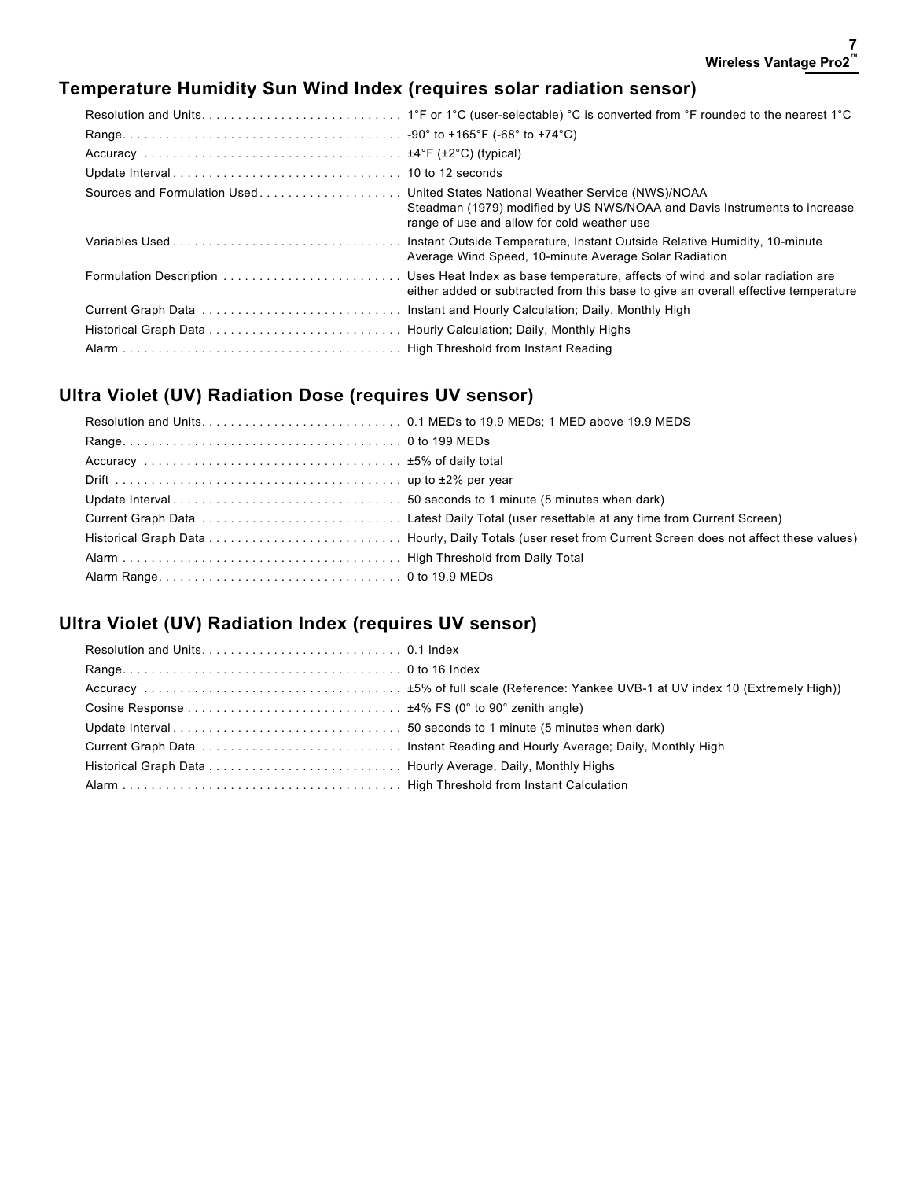## Temperature Humidity Sun Wind Index (requires solar radiation sensor)

| | |
|---|---|
| Resolution and Units | 1°F or 1°C (user-selectable) °C is converted from °F rounded to the nearest 1°C |
| Range | -90° to +165°F (-68° to +74°C) |
| Accuracy | ±4°F (±2°C) (typical) |
| Update Interval | 10 to 12 seconds |
| Sources and Formulation Used | United States National Weather Service (NWS)/NOAA<br>Steadman (1979) modified by US NWS/NOAA and Davis Instruments to increase range of use and allow for cold weather use |
| Variables Used | Instant Outside Temperature, Instant Outside Relative Humidity, 10-minute Average Wind Speed, 10-minute Average Solar Radiation |
| Formulation Description | Uses Heat Index as base temperature, affects of wind and solar radiation are either added or subtracted from this base to give an overall effective temperature |
| Current Graph Data | Instant and Hourly Calculation; Daily, Monthly High |
| Historical Graph Data | Hourly Calculation; Daily, Monthly Highs |
| Alarm | High Threshold from Instant Reading |

## Ultra Violet (UV) Radiation Dose (requires UV sensor)

| | |
|---|---|
| Resolution and Units | 0.1 MEDs to 19.9 MEDs; 1 MED above 19.9 MEDS |
| Range | 0 to 199 MEDs |
| Accuracy | ±5% of daily total |
| Drift | up to ±2% per year |
| Update Interval | 50 seconds to 1 minute (5 minutes when dark) |
| Current Graph Data | Latest Daily Total (user resettable at any time from Current Screen) |
| Historical Graph Data | Hourly, Daily Totals (user reset from Current Screen does not affect these values) |
| Alarm | High Threshold from Daily Total |
| Alarm Range | 0 to 19.9 MEDs |

## Ultra Violet (UV) Radiation Index (requires UV sensor)

| | |
|---|---|
| Resolution and Units | 0.1 Index |
| Range | 0 to 16 Index |
| Accuracy | ±5% of full scale (Reference: Yankee UVB-1 at UV index 10 (Extremely High)) |
| Cosine Response | ±4% FS (0° to 90° zenith angle) |
| Update Interval | 50 seconds to 1 minute (5 minutes when dark) |
| Current Graph Data | Instant Reading and Hourly Average; Daily, Monthly High |
| Historical Graph Data | Hourly Average, Daily, Monthly Highs |
| Alarm | High Threshold from Instant Calculation |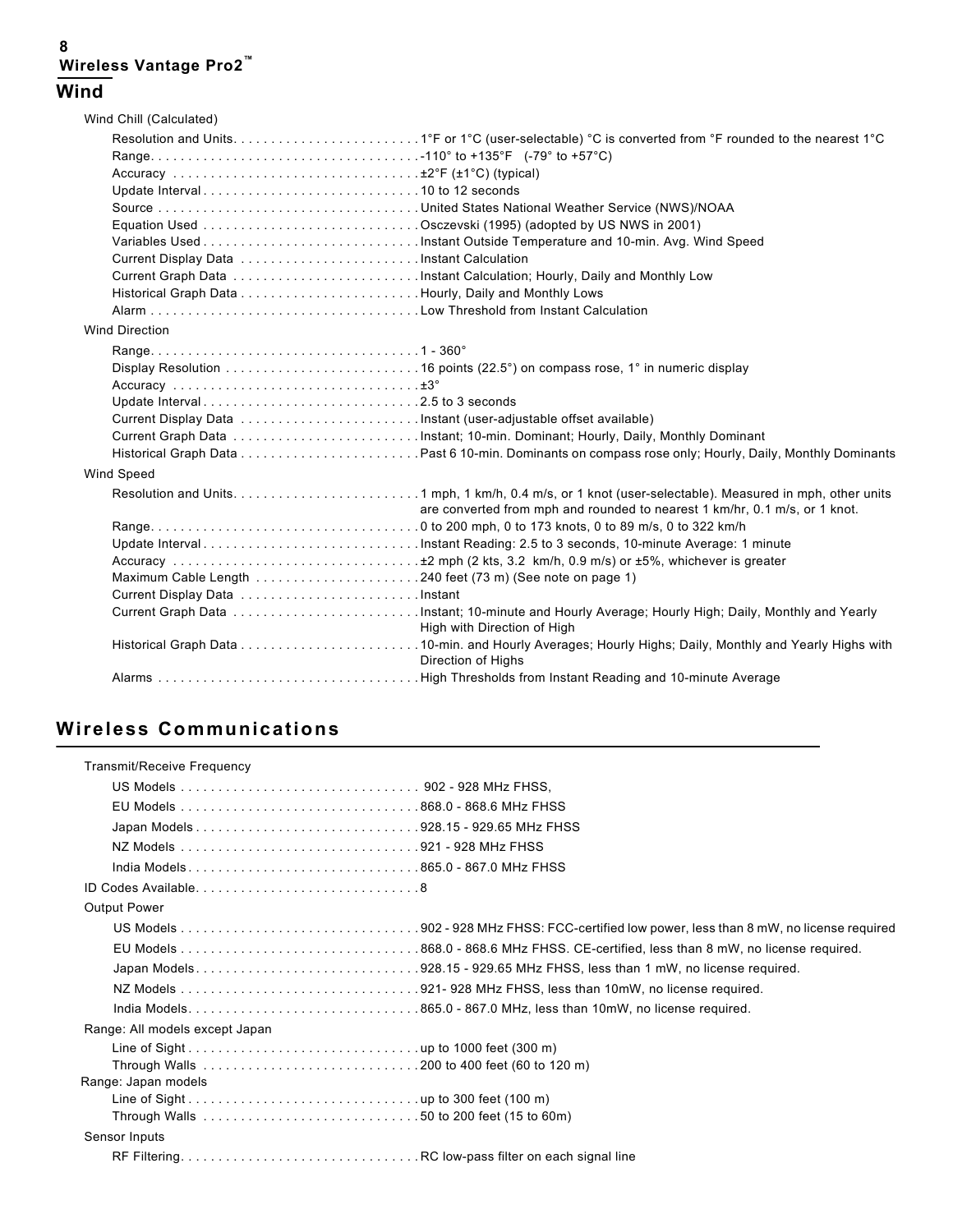## Wind

**Wind Chill (Calculated)**

| | |
|---|---|
| Resolution and Units | 1°F or 1°C (user-selectable) °C is converted from °F rounded to the nearest 1°C |
| Range | -110° to +135°F (-79° to +57°C) |
| Accuracy | ±2°F (±1°C) (typical) |
| Update Interval | 10 to 12 seconds |
| Source | United States National Weather Service (NWS)/NOAA |
| Equation Used | Osczevski (1995) (adopted by US NWS in 2001) |
| Variables Used | Instant Outside Temperature and 10-min. Avg. Wind Speed |
| Current Display Data | Instant Calculation |
| Current Graph Data | Instant Calculation; Hourly, Daily and Monthly Low |
| Historical Graph Data | Hourly, Daily and Monthly Lows |
| Alarm | Low Threshold from Instant Calculation |

**Wind Direction**

| | |
|---|---|
| Range | 1 - 360° |
| Display Resolution | 16 points (22.5°) on compass rose, 1° in numeric display |
| Accuracy | ±3° |
| Update Interval | 2.5 to 3 seconds |
| Current Display Data | Instant (user-adjustable offset available) |
| Current Graph Data | Instant; 10-min. Dominant; Hourly, Daily, Monthly Dominant |
| Historical Graph Data | Past 6 10-min. Dominants on compass rose only; Hourly, Daily, Monthly Dominants |

**Wind Speed**

| | |
|---|---|
| Resolution and Units | 1 mph, 1 km/h, 0.4 m/s, or 1 knot (user-selectable). Measured in mph, other units are converted from mph and rounded to nearest 1 km/hr, 0.1 m/s, or 1 knot. |
| Range | 0 to 200 mph, 0 to 173 knots, 0 to 89 m/s, 0 to 322 km/h |
| Update Interval | Instant Reading: 2.5 to 3 seconds, 10-minute Average: 1 minute |
| Accuracy | ±2 mph (2 kts, 3.2 km/h, 0.9 m/s) or ±5%, whichever is greater |
| Maximum Cable Length | 240 feet (73 m) (See note on page 1) |
| Current Display Data | Instant |
| Current Graph Data | Instant; 10-minute and Hourly Average; Hourly High; Daily, Monthly and Yearly High with Direction of High |
| Historical Graph Data | 10-min. and Hourly Averages; Hourly Highs; Daily, Monthly and Yearly Highs with Direction of Highs |
| Alarms | High Thresholds from Instant Reading and 10-minute Average |

## Wireless Communications

**Transmit/Receive Frequency**

| | |
|---|---|
| US Models | 902 - 928 MHz FHSS, |
| EU Models | 868.0 - 868.6 MHz FHSS |
| Japan Models | 928.15 - 929.65 MHz FHSS |
| NZ Models | 921 - 928 MHz FHSS |
| India Models | 865.0 - 867.0 MHz FHSS |

**ID Codes Available** . . . 8

**Output Power**

| | |
|---|---|
| US Models | 902 - 928 MHz FHSS: FCC-certified low power, less than 8 mW, no license required |
| EU Models | 868.0 - 868.6 MHz FHSS. CE-certified, less than 8 mW, no license required. |
| Japan Models | 928.15 - 929.65 MHz FHSS, less than 1 mW, no license required. |
| NZ Models | 921- 928 MHz FHSS, less than 10mW, no license required. |
| India Models | 865.0 - 867.0 MHz, less than 10mW, no license required. |

**Range: All models except Japan**

| | |
|---|---|
| Line of Sight | up to 1000 feet (300 m) |
| Through Walls | 200 to 400 feet (60 to 120 m) |

**Range: Japan models**

| | |
|---|---|
| Line of Sight | up to 300 feet (100 m) |
| Through Walls | 50 to 200 feet (15 to 60m) |

**Sensor Inputs**

| | |
|---|---|
| RF Filtering | RC low-pass filter on each signal line |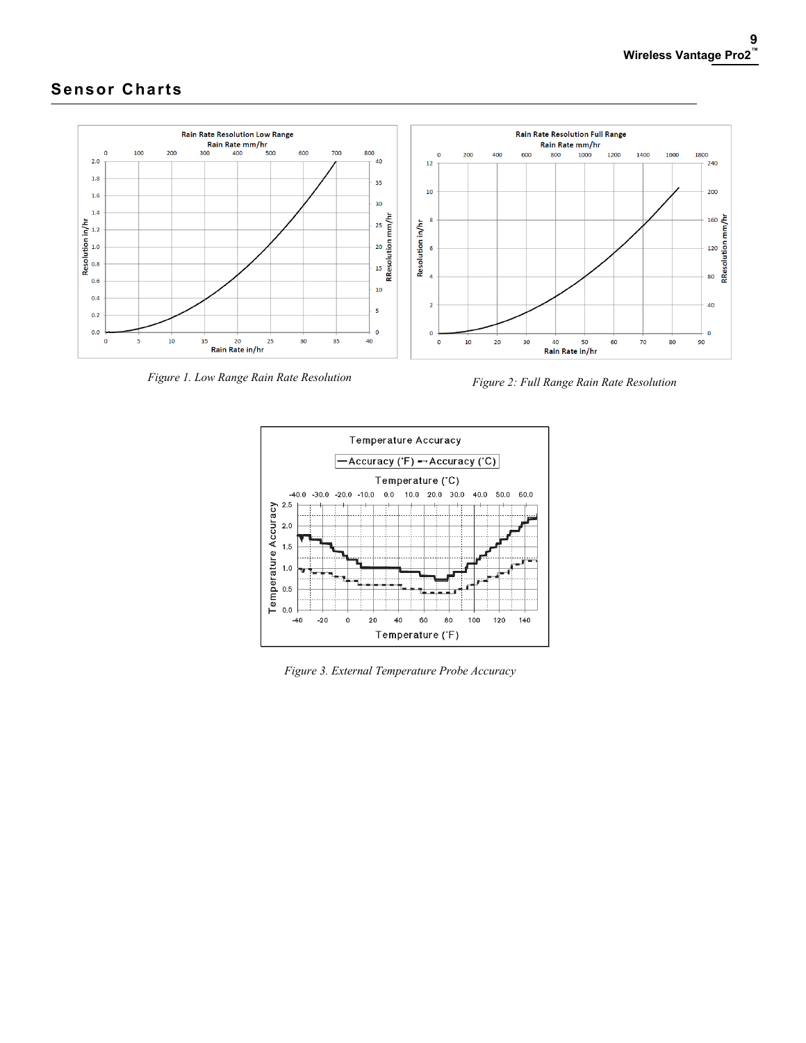## Sensor Charts

*Figure 1. Low Range Rain Rate Resolution*

*Figure 2: Full Range Rain Rate Resolution*

*Figure 3. External Temperature Probe Accuracy*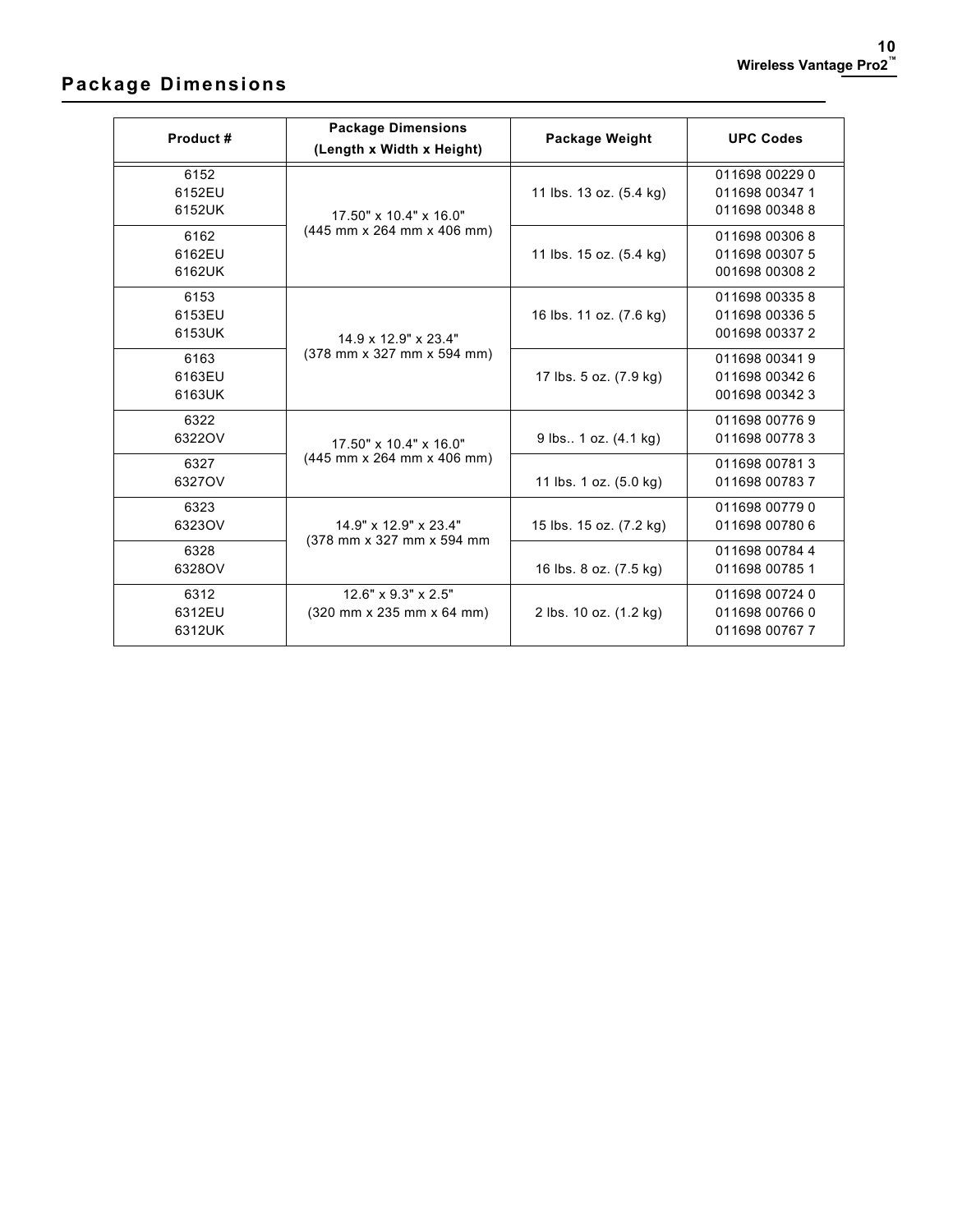## Package Dimensions

| Product # | Package Dimensions (Length x Width x Height) | Package Weight | UPC Codes |
|---|---|---|---|
| 6152<br>6152EU<br>6152UK | 17.50" x 10.4" x 16.0"<br>(445 mm x 264 mm x 406 mm) | 11 lbs. 13 oz. (5.4 kg) | 011698 00229 0<br>011698 00347 1<br>011698 00348 8 |
| 6162<br>6162EU<br>6162UK | | 11 lbs. 15 oz. (5.4 kg) | 011698 00306 8<br>011698 00307 5<br>001698 00308 2 |
| 6153<br>6153EU<br>6153UK | 14.9 x 12.9" x 23.4"<br>(378 mm x 327 mm x 594 mm) | 16 lbs. 11 oz. (7.6 kg) | 011698 00335 8<br>011698 00336 5<br>001698 00337 2 |
| 6163<br>6163EU<br>6163UK | | 17 lbs. 5 oz. (7.9 kg) | 011698 00341 9<br>011698 00342 6<br>001698 00342 3 |
| 6322<br>6322OV | 17.50" x 10.4" x 16.0"<br>(445 mm x 264 mm x 406 mm) | 9 lbs.. 1 oz. (4.1 kg) | 011698 00776 9<br>011698 00778 3 |
| 6327<br>6327OV | | 11 lbs. 1 oz. (5.0 kg) | 011698 00781 3<br>011698 00783 7 |
| 6323<br>6323OV | 14.9" x 12.9" x 23.4"<br>(378 mm x 327 mm x 594 mm | 15 lbs. 15 oz. (7.2 kg) | 011698 00779 0<br>011698 00780 6 |
| 6328<br>6328OV | | 16 lbs. 8 oz. (7.5 kg) | 011698 00784 4<br>011698 00785 1 |
| 6312<br>6312EU<br>6312UK | 12.6" x 9.3" x 2.5"<br>(320 mm x 235 mm x 64 mm) | 2 lbs. 10 oz. (1.2 kg) | 011698 00724 0<br>011698 00766 0<br>011698 00767 7 |